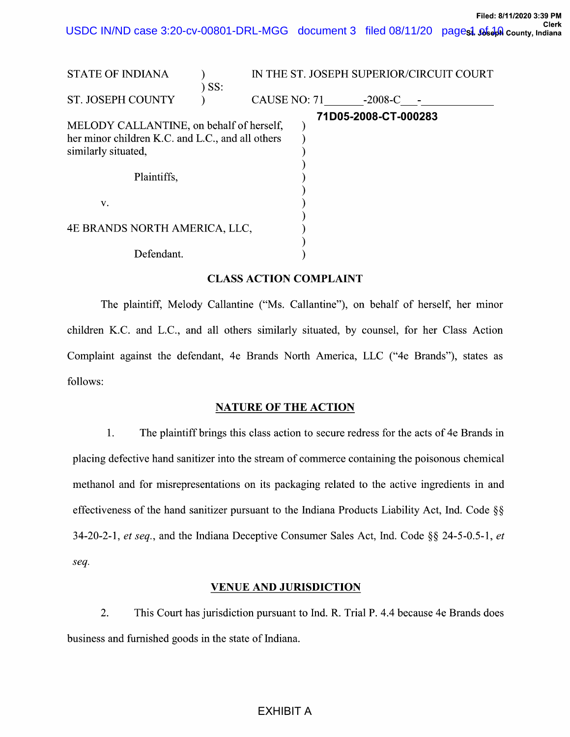STATE OF INDIANA ) IN THE ST. JOSEPH SUPERIOR/CIRCUIT COURT
) SS:
ST. JOSEPH COUNTY ) CAUSE NO: 71_______-2008-C___-____________

71D05-2008-CT-000283

MELODY CALLANTINE, on behalf of herself, her minor children K.C. and L.C., and all others similarly situated,

Plaintiffs,

v.

4E BRANDS NORTH AMERICA, LLC,

Defendant.

## CLASS ACTION COMPLAINT

The plaintiff, Melody Callantine ("Ms. Callantine"), on behalf of herself, her minor children K.C. and L.C., and all others similarly situated, by counsel, for her Class Action Complaint against the defendant, 4e Brands North America, LLC ("4e Brands"), states as follows:

## NATURE OF THE ACTION

1. The plaintiff brings this class action to secure redress for the acts of 4e Brands in placing defective hand sanitizer into the stream of commerce containing the poisonous chemical methanol and for misrepresentations on its packaging related to the active ingredients in and effectiveness of the hand sanitizer pursuant to the Indiana Products Liability Act, Ind. Code §§ 34-20-2-1, *et seq.*, and the Indiana Deceptive Consumer Sales Act, Ind. Code §§ 24-5-0.5-1, *et seq.*

## VENUE AND JURISDICTION

2. This Court has jurisdiction pursuant to Ind. R. Trial P. 4.4 because 4e Brands does business and furnished goods in the state of Indiana.

EXHIBIT A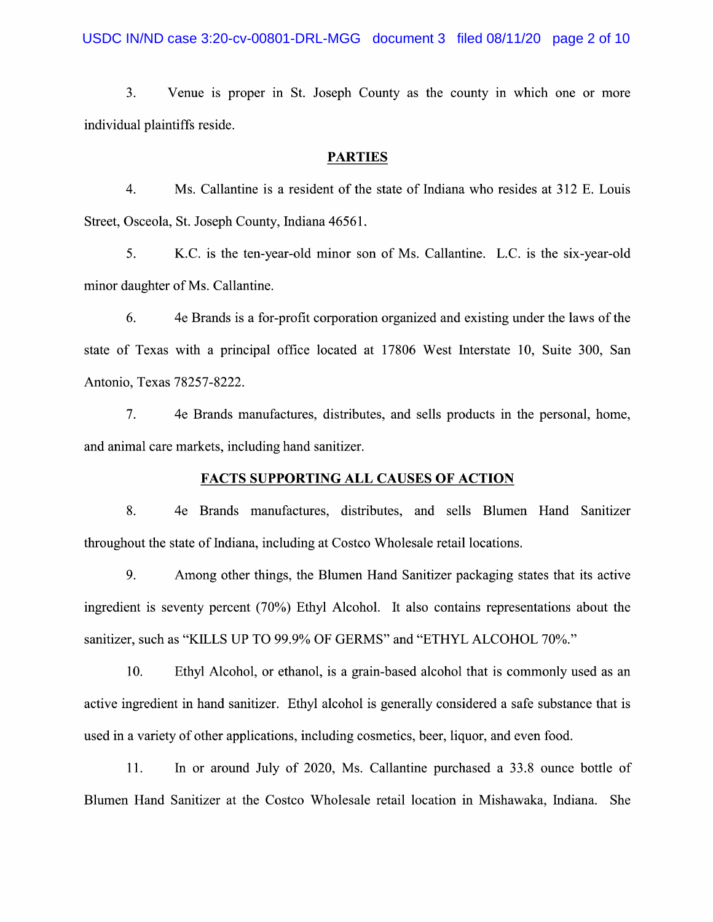3. Venue is proper in St. Joseph County as the county in which one or more individual plaintiffs reside.

## PARTIES

4. Ms. Callantine is a resident of the state of Indiana who resides at 312 E. Louis Street, Osceola, St. Joseph County, Indiana 46561.

5. K.C. is the ten-year-old minor son of Ms. Callantine. L.C. is the six-year-old minor daughter of Ms. Callantine.

6. 4e Brands is a for-profit corporation organized and existing under the laws of the state of Texas with a principal office located at 17806 West Interstate 10, Suite 300, San Antonio, Texas 78257-8222.

7. 4e Brands manufactures, distributes, and sells products in the personal, home, and animal care markets, including hand sanitizer.

## FACTS SUPPORTING ALL CAUSES OF ACTION

8. 4e Brands manufactures, distributes, and sells Blumen Hand Sanitizer throughout the state of Indiana, including at Costco Wholesale retail locations.

9. Among other things, the Blumen Hand Sanitizer packaging states that its active ingredient is seventy percent (70%) Ethyl Alcohol. It also contains representations about the sanitizer, such as "KILLS UP TO 99.9% OF GERMS" and "ETHYL ALCOHOL 70%."

10. Ethyl Alcohol, or ethanol, is a grain-based alcohol that is commonly used as an active ingredient in hand sanitizer. Ethyl alcohol is generally considered a safe substance that is used in a variety of other applications, including cosmetics, beer, liquor, and even food.

11. In or around July of 2020, Ms. Callantine purchased a 33.8 ounce bottle of Blumen Hand Sanitizer at the Costco Wholesale retail location in Mishawaka, Indiana. She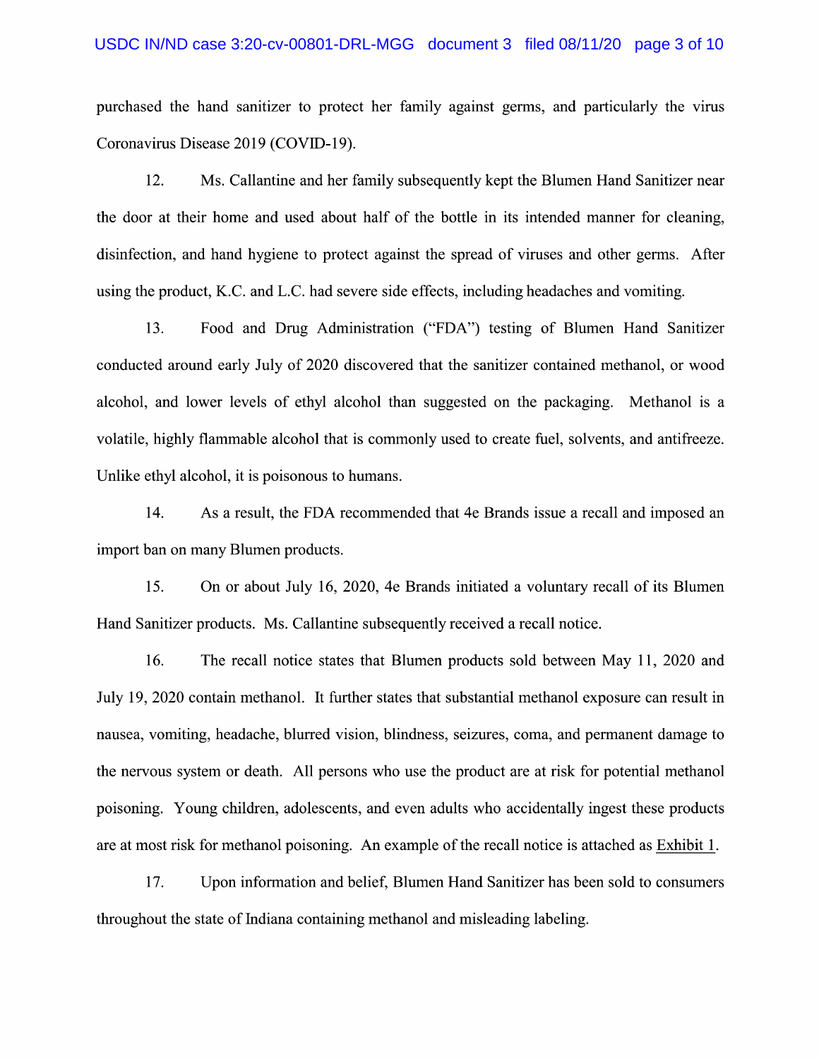purchased the hand sanitizer to protect her family against germs, and particularly the virus Coronavirus Disease 2019 (COVID-19).

12. Ms. Callantine and her family subsequently kept the Blumen Hand Sanitizer near the door at their home and used about half of the bottle in its intended manner for cleaning, disinfection, and hand hygiene to protect against the spread of viruses and other germs. After using the product, K.C. and L.C. had severe side effects, including headaches and vomiting.

13. Food and Drug Administration ("FDA") testing of Blumen Hand Sanitizer conducted around early July of 2020 discovered that the sanitizer contained methanol, or wood alcohol, and lower levels of ethyl alcohol than suggested on the packaging. Methanol is a volatile, highly flammable alcohol that is commonly used to create fuel, solvents, and antifreeze. Unlike ethyl alcohol, it is poisonous to humans.

14. As a result, the FDA recommended that 4e Brands issue a recall and imposed an import ban on many Blumen products.

15. On or about July 16, 2020, 4e Brands initiated a voluntary recall of its Blumen Hand Sanitizer products. Ms. Callantine subsequently received a recall notice.

16. The recall notice states that Blumen products sold between May 11, 2020 and July 19, 2020 contain methanol. It further states that substantial methanol exposure can result in nausea, vomiting, headache, blurred vision, blindness, seizures, coma, and permanent damage to the nervous system or death. All persons who use the product are at risk for potential methanol poisoning. Young children, adolescents, and even adults who accidentally ingest these products are at most risk for methanol poisoning. An example of the recall notice is attached as Exhibit 1.

17. Upon information and belief, Blumen Hand Sanitizer has been sold to consumers throughout the state of Indiana containing methanol and misleading labeling.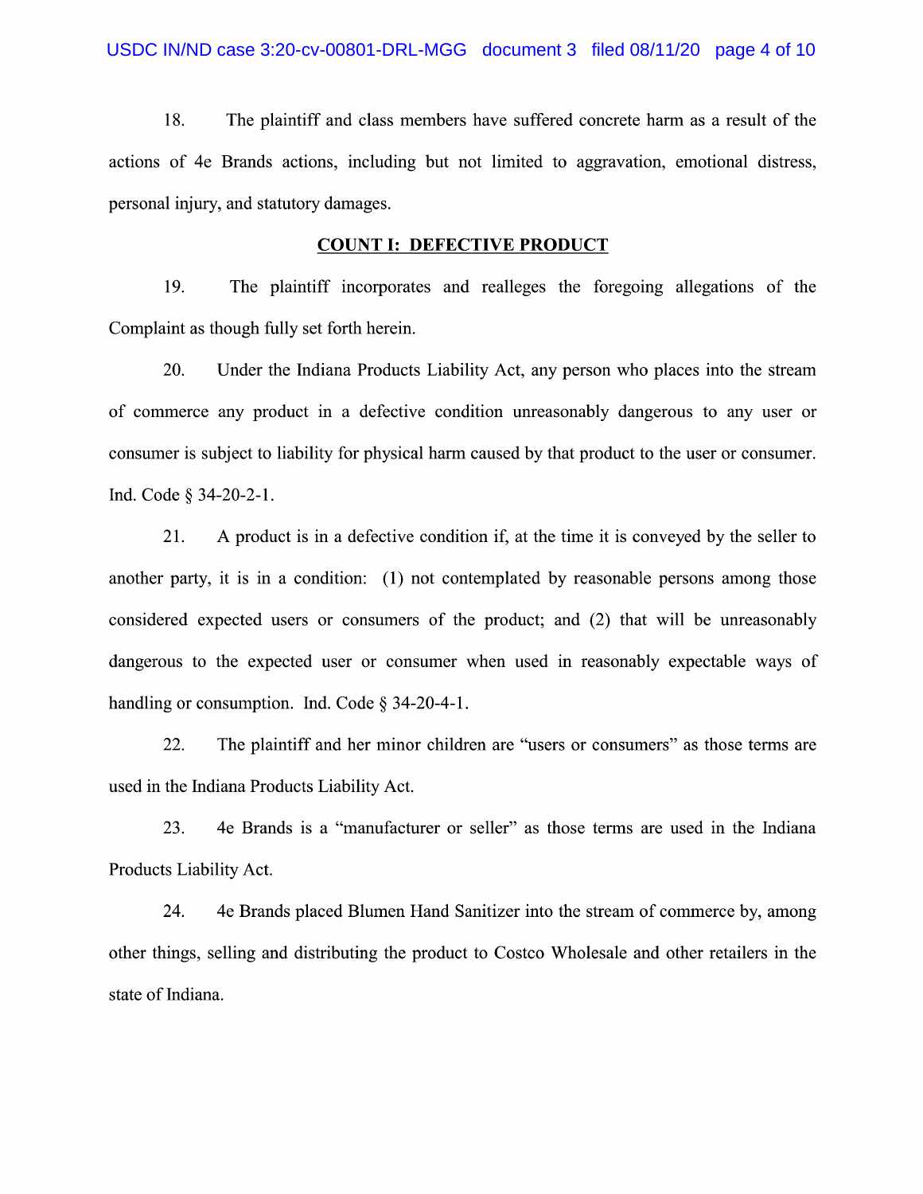18. The plaintiff and class members have suffered concrete harm as a result of the actions of 4e Brands actions, including but not limited to aggravation, emotional distress, personal injury, and statutory damages.

## COUNT I: DEFECTIVE PRODUCT

19. The plaintiff incorporates and realleges the foregoing allegations of the Complaint as though fully set forth herein.

20. Under the Indiana Products Liability Act, any person who places into the stream of commerce any product in a defective condition unreasonably dangerous to any user or consumer is subject to liability for physical harm caused by that product to the user or consumer. Ind. Code § 34-20-2-1.

21. A product is in a defective condition if, at the time it is conveyed by the seller to another party, it is in a condition: (1) not contemplated by reasonable persons among those considered expected users or consumers of the product; and (2) that will be unreasonably dangerous to the expected user or consumer when used in reasonably expectable ways of handling or consumption. Ind. Code § 34-20-4-1.

22. The plaintiff and her minor children are "users or consumers" as those terms are used in the Indiana Products Liability Act.

23. 4e Brands is a "manufacturer or seller" as those terms are used in the Indiana Products Liability Act.

24. 4e Brands placed Blumen Hand Sanitizer into the stream of commerce by, among other things, selling and distributing the product to Costco Wholesale and other retailers in the state of Indiana.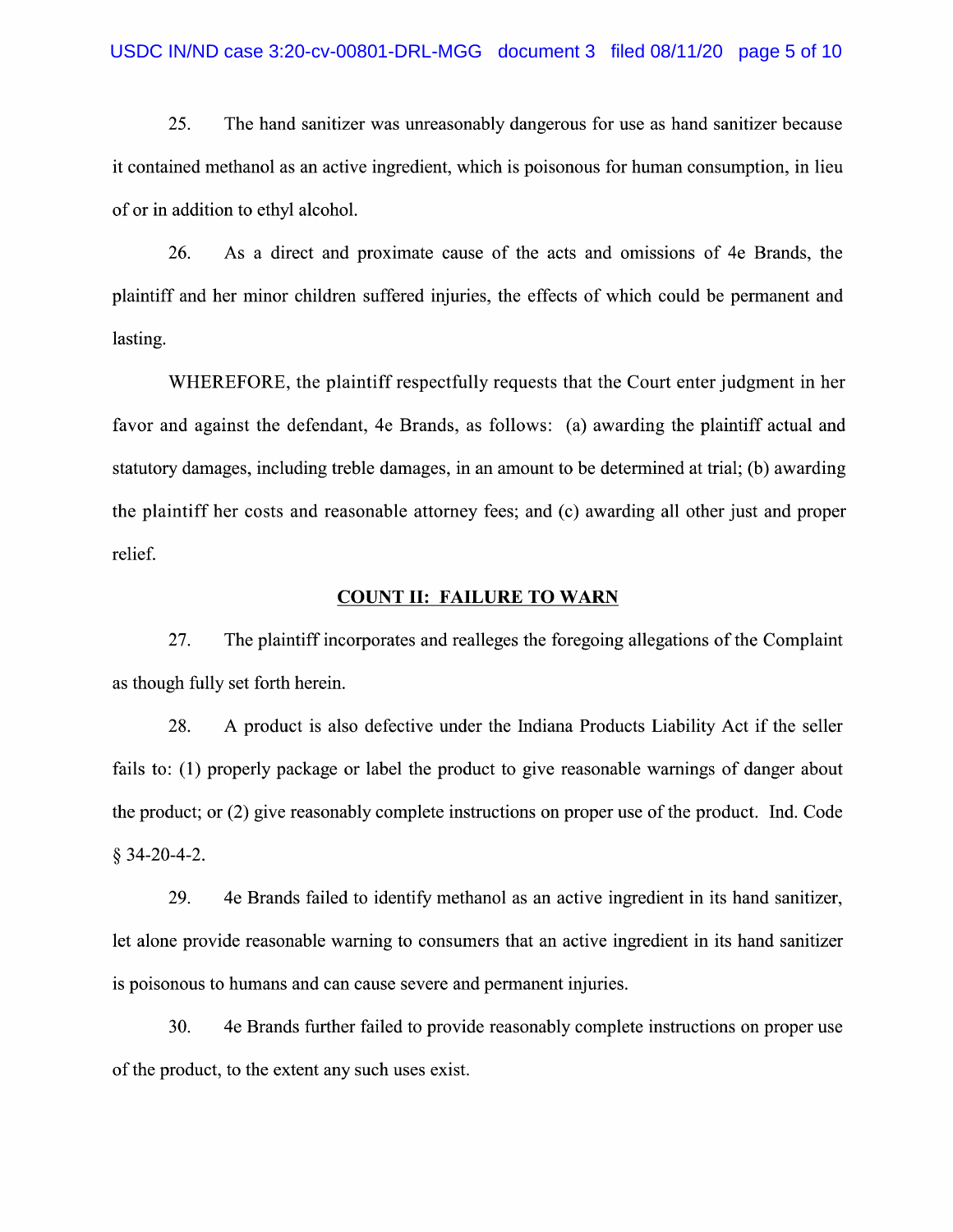25. The hand sanitizer was unreasonably dangerous for use as hand sanitizer because it contained methanol as an active ingredient, which is poisonous for human consumption, in lieu of or in addition to ethyl alcohol.

26. As a direct and proximate cause of the acts and omissions of 4e Brands, the plaintiff and her minor children suffered injuries, the effects of which could be permanent and lasting.

WHEREFORE, the plaintiff respectfully requests that the Court enter judgment in her favor and against the defendant, 4e Brands, as follows: (a) awarding the plaintiff actual and statutory damages, including treble damages, in an amount to be determined at trial; (b) awarding the plaintiff her costs and reasonable attorney fees; and (c) awarding all other just and proper relief.

**COUNT II: FAILURE TO WARN**

27. The plaintiff incorporates and realleges the foregoing allegations of the Complaint as though fully set forth herein.

28. A product is also defective under the Indiana Products Liability Act if the seller fails to: (1) properly package or label the product to give reasonable warnings of danger about the product; or (2) give reasonably complete instructions on proper use of the product. Ind. Code § 34-20-4-2.

29. 4e Brands failed to identify methanol as an active ingredient in its hand sanitizer, let alone provide reasonable warning to consumers that an active ingredient in its hand sanitizer is poisonous to humans and can cause severe and permanent injuries.

30. 4e Brands further failed to provide reasonably complete instructions on proper use of the product, to the extent any such uses exist.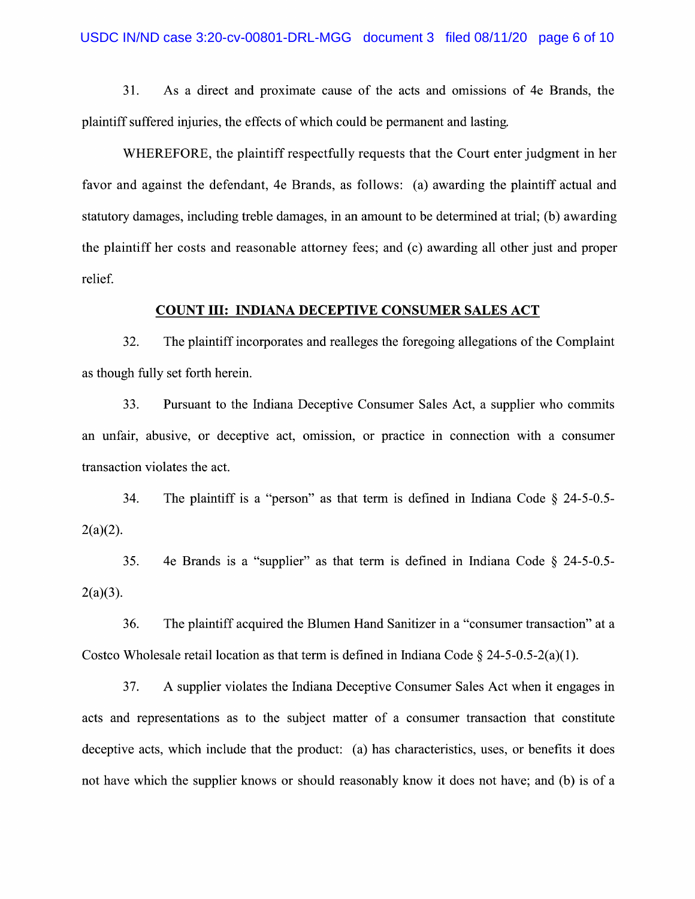31. As a direct and proximate cause of the acts and omissions of 4e Brands, the plaintiff suffered injuries, the effects of which could be permanent and lasting.

WHEREFORE, the plaintiff respectfully requests that the Court enter judgment in her favor and against the defendant, 4e Brands, as follows: (a) awarding the plaintiff actual and statutory damages, including treble damages, in an amount to be determined at trial; (b) awarding the plaintiff her costs and reasonable attorney fees; and (c) awarding all other just and proper relief.

## COUNT III: INDIANA DECEPTIVE CONSUMER SALES ACT

32. The plaintiff incorporates and realleges the foregoing allegations of the Complaint as though fully set forth herein.

33. Pursuant to the Indiana Deceptive Consumer Sales Act, a supplier who commits an unfair, abusive, or deceptive act, omission, or practice in connection with a consumer transaction violates the act.

34. The plaintiff is a "person" as that term is defined in Indiana Code § 24-5-0.5-2(a)(2).

35. 4e Brands is a "supplier" as that term is defined in Indiana Code § 24-5-0.5-2(a)(3).

36. The plaintiff acquired the Blumen Hand Sanitizer in a "consumer transaction" at a Costco Wholesale retail location as that term is defined in Indiana Code § 24-5-0.5-2(a)(1).

37. A supplier violates the Indiana Deceptive Consumer Sales Act when it engages in acts and representations as to the subject matter of a consumer transaction that constitute deceptive acts, which include that the product: (a) has characteristics, uses, or benefits it does not have which the supplier knows or should reasonably know it does not have; and (b) is of a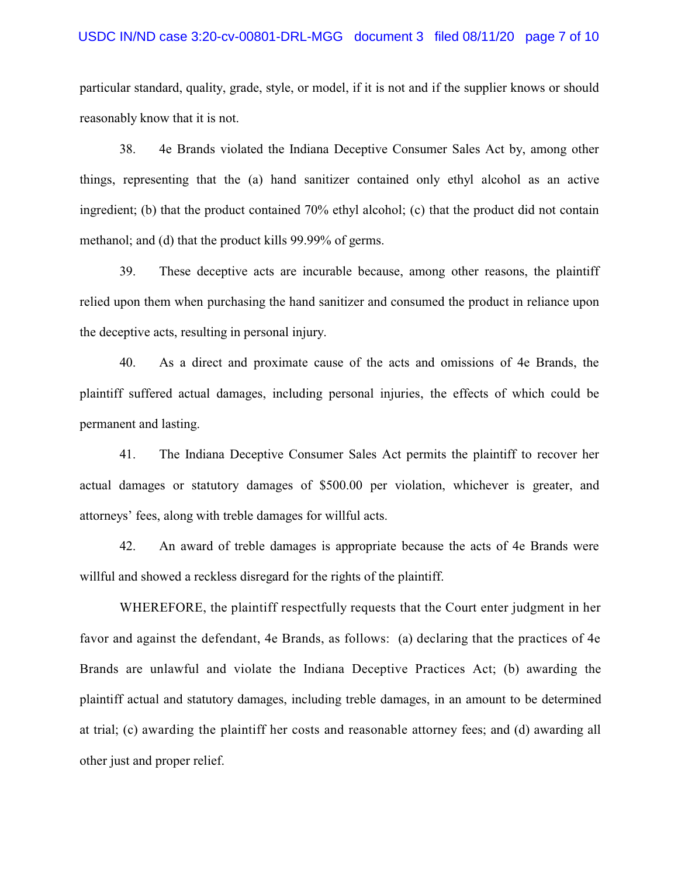particular standard, quality, grade, style, or model, if it is not and if the supplier knows or should reasonably know that it is not.

38. 4e Brands violated the Indiana Deceptive Consumer Sales Act by, among other things, representing that the (a) hand sanitizer contained only ethyl alcohol as an active ingredient; (b) that the product contained 70% ethyl alcohol; (c) that the product did not contain methanol; and (d) that the product kills 99.99% of germs.

39. These deceptive acts are incurable because, among other reasons, the plaintiff relied upon them when purchasing the hand sanitizer and consumed the product in reliance upon the deceptive acts, resulting in personal injury.

40. As a direct and proximate cause of the acts and omissions of 4e Brands, the plaintiff suffered actual damages, including personal injuries, the effects of which could be permanent and lasting.

41. The Indiana Deceptive Consumer Sales Act permits the plaintiff to recover her actual damages or statutory damages of $500.00 per violation, whichever is greater, and attorneys' fees, along with treble damages for willful acts.

42. An award of treble damages is appropriate because the acts of 4e Brands were willful and showed a reckless disregard for the rights of the plaintiff.

WHEREFORE, the plaintiff respectfully requests that the Court enter judgment in her favor and against the defendant, 4e Brands, as follows: (a) declaring that the practices of 4e Brands are unlawful and violate the Indiana Deceptive Practices Act; (b) awarding the plaintiff actual and statutory damages, including treble damages, in an amount to be determined at trial; (c) awarding the plaintiff her costs and reasonable attorney fees; and (d) awarding all other just and proper relief.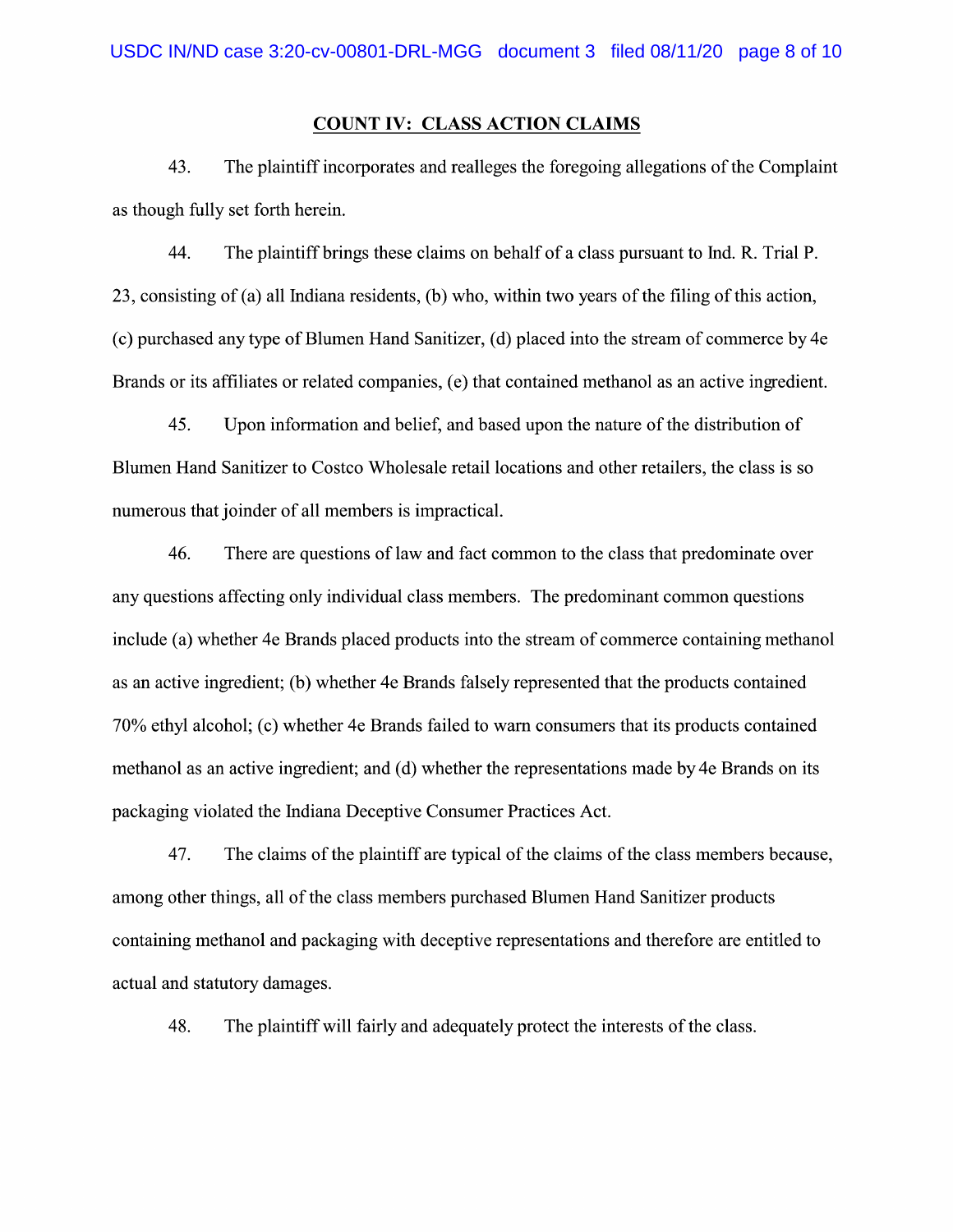## COUNT IV: CLASS ACTION CLAIMS

43. The plaintiff incorporates and realleges the foregoing allegations of the Complaint as though fully set forth herein.

44. The plaintiff brings these claims on behalf of a class pursuant to Ind. R. Trial P. 23, consisting of (a) all Indiana residents, (b) who, within two years of the filing of this action, (c) purchased any type of Blumen Hand Sanitizer, (d) placed into the stream of commerce by 4e Brands or its affiliates or related companies, (e) that contained methanol as an active ingredient.

45. Upon information and belief, and based upon the nature of the distribution of Blumen Hand Sanitizer to Costco Wholesale retail locations and other retailers, the class is so numerous that joinder of all members is impractical.

46. There are questions of law and fact common to the class that predominate over any questions affecting only individual class members. The predominant common questions include (a) whether 4e Brands placed products into the stream of commerce containing methanol as an active ingredient; (b) whether 4e Brands falsely represented that the products contained 70% ethyl alcohol; (c) whether 4e Brands failed to warn consumers that its products contained methanol as an active ingredient; and (d) whether the representations made by 4e Brands on its packaging violated the Indiana Deceptive Consumer Practices Act.

47. The claims of the plaintiff are typical of the claims of the class members because, among other things, all of the class members purchased Blumen Hand Sanitizer products containing methanol and packaging with deceptive representations and therefore are entitled to actual and statutory damages.

48. The plaintiff will fairly and adequately protect the interests of the class.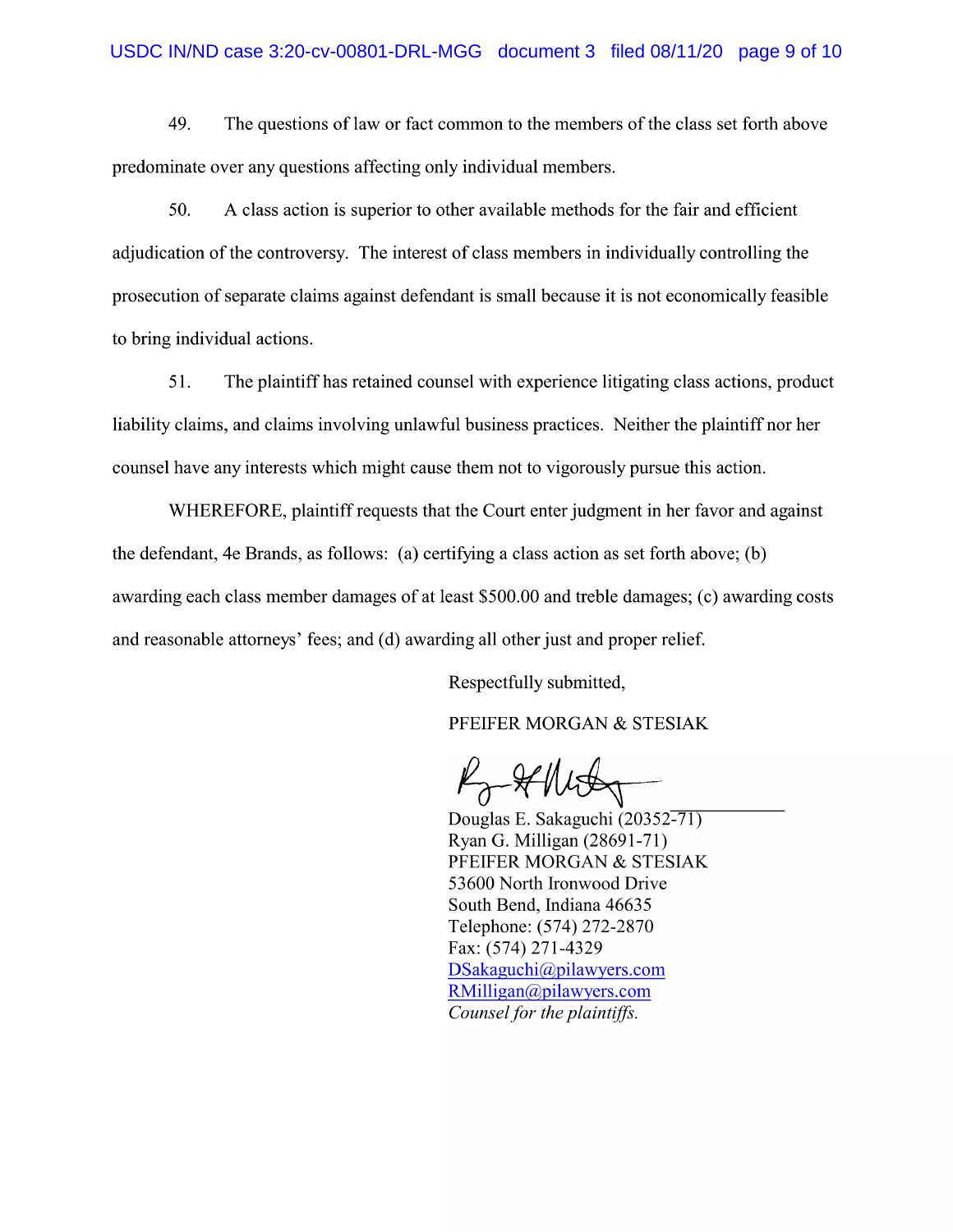49. The questions of law or fact common to the members of the class set forth above predominate over any questions affecting only individual members.

50. A class action is superior to other available methods for the fair and efficient adjudication of the controversy. The interest of class members in individually controlling the prosecution of separate claims against defendant is small because it is not economically feasible to bring individual actions.

51. The plaintiff has retained counsel with experience litigating class actions, product liability claims, and claims involving unlawful business practices. Neither the plaintiff nor her counsel have any interests which might cause them not to vigorously pursue this action.

WHEREFORE, plaintiff requests that the Court enter judgment in her favor and against the defendant, 4e Brands, as follows: (a) certifying a class action as set forth above; (b) awarding each class member damages of at least $500.00 and treble damages; (c) awarding costs and reasonable attorneys' fees; and (d) awarding all other just and proper relief.

Respectfully submitted,

PFEIFER MORGAN & STESIAK

Douglas E. Sakaguchi (20352-71)
Ryan G. Milligan (28691-71)
PFEIFER MORGAN & STESIAK
53600 North Ironwood Drive
South Bend, Indiana 46635
Telephone: (574) 272-2870
Fax: (574) 271-4329
DSakaguchi@pilawyers.com
RMilligan@pilawyers.com
*Counsel for the plaintiffs.*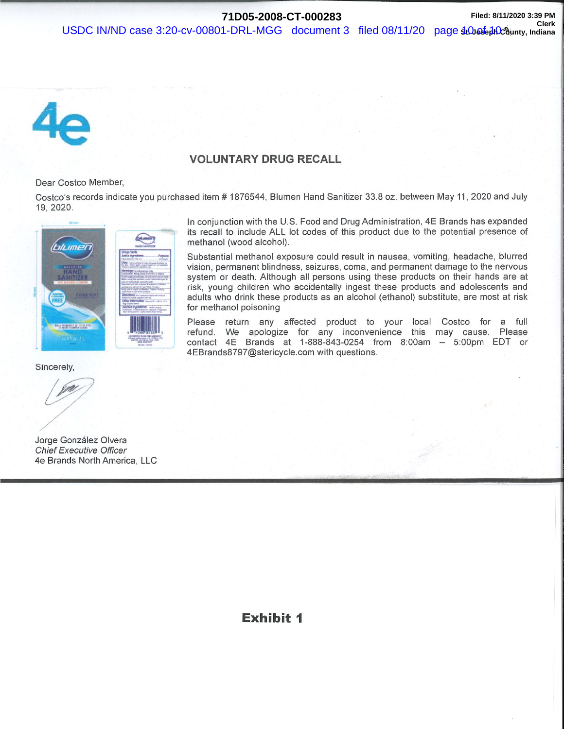4e

## VOLUNTARY DRUG RECALL

Dear Costco Member,

Costco's records indicate you purchased item # 1876544, Blumen Hand Sanitizer 33.8 oz. between May 11, 2020 and July 19, 2020.

In conjunction with the U.S. Food and Drug Administration, 4E Brands has expanded its recall to include ALL lot codes of this product due to the potential presence of methanol (wood alcohol).

Substantial methanol exposure could result in nausea, vomiting, headache, blurred vision, permanent blindness, seizures, coma, and permanent damage to the nervous system or death. Although all persons using these products on their hands are at risk, young children who accidentally ingest these products and adolescents and adults who drink these products as an alcohol (ethanol) substitute, are most at risk for methanol poisoning

Please return any affected product to your local Costco for a full refund. We apologize for any inconvenience this may cause. Please contact 4E Brands at 1-888-843-0254 from 8:00am – 5:00pm EDT or 4EBrands8797@stericycle.com with questions.

Sincerely,

Jorge González Olvera
*Chief Executive Officer*
4e Brands North America, LLC

**Exhibit 1**